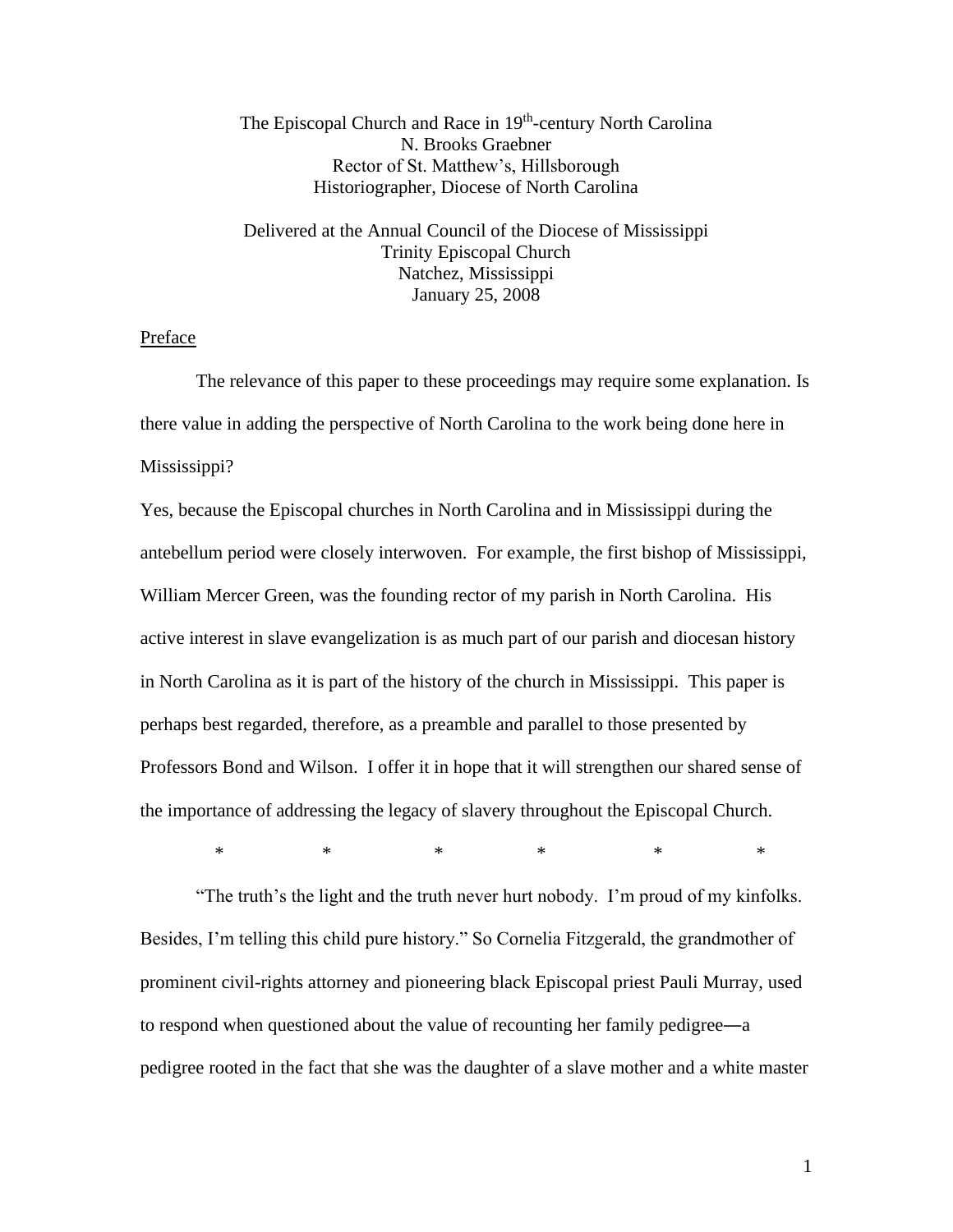The Episcopal Church and Race in 19th-century North Carolina
N. Brooks Graebner
Rector of St. Matthew's, Hillsborough
Historiographer, Diocese of North Carolina

Delivered at the Annual Council of the Diocese of Mississippi
Trinity Episcopal Church
Natchez, Mississippi
January 25, 2008

Preface

The relevance of this paper to these proceedings may require some explanation. Is there value in adding the perspective of North Carolina to the work being done here in Mississippi?

Yes, because the Episcopal churches in North Carolina and in Mississippi during the antebellum period were closely interwoven. For example, the first bishop of Mississippi, William Mercer Green, was the founding rector of my parish in North Carolina. His active interest in slave evangelization is as much part of our parish and diocesan history in North Carolina as it is part of the history of the church in Mississippi. This paper is perhaps best regarded, therefore, as a preamble and parallel to those presented by Professors Bond and Wilson. I offer it in hope that it will strengthen our shared sense of the importance of addressing the legacy of slavery throughout the Episcopal Church.

\*     \*     \*     \*     \*     \*

"The truth's the light and the truth never hurt nobody. I'm proud of my kinfolks. Besides, I'm telling this child pure history." So Cornelia Fitzgerald, the grandmother of prominent civil-rights attorney and pioneering black Episcopal priest Pauli Murray, used to respond when questioned about the value of recounting her family pedigree―a pedigree rooted in the fact that she was the daughter of a slave mother and a white master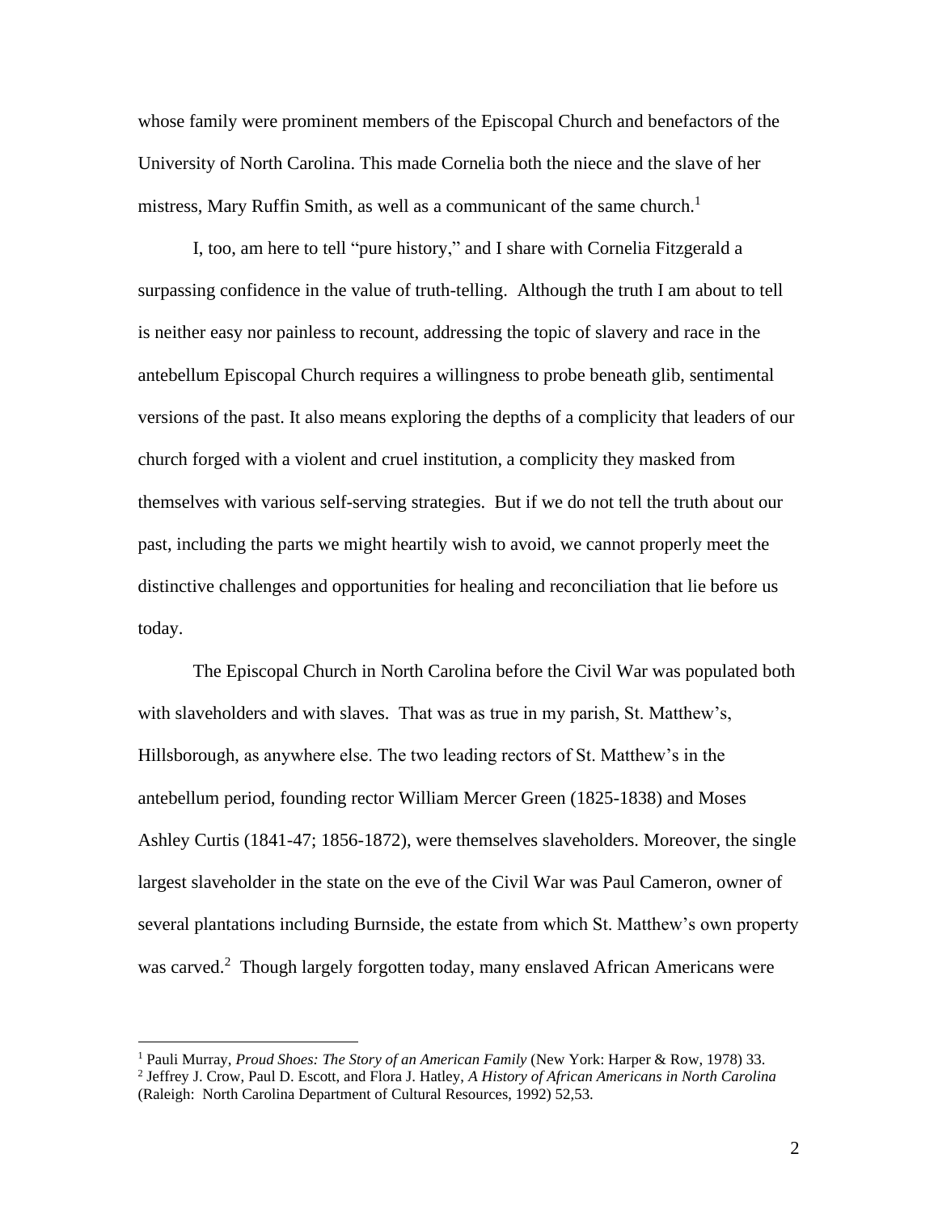whose family were prominent members of the Episcopal Church and benefactors of the University of North Carolina. This made Cornelia both the niece and the slave of her mistress, Mary Ruffin Smith, as well as a communicant of the same church.[1]

I, too, am here to tell "pure history," and I share with Cornelia Fitzgerald a surpassing confidence in the value of truth-telling. Although the truth I am about to tell is neither easy nor painless to recount, addressing the topic of slavery and race in the antebellum Episcopal Church requires a willingness to probe beneath glib, sentimental versions of the past. It also means exploring the depths of a complicity that leaders of our church forged with a violent and cruel institution, a complicity they masked from themselves with various self-serving strategies. But if we do not tell the truth about our past, including the parts we might heartily wish to avoid, we cannot properly meet the distinctive challenges and opportunities for healing and reconciliation that lie before us today.

The Episcopal Church in North Carolina before the Civil War was populated both with slaveholders and with slaves. That was as true in my parish, St. Matthew's, Hillsborough, as anywhere else. The two leading rectors of St. Matthew's in the antebellum period, founding rector William Mercer Green (1825-1838) and Moses Ashley Curtis (1841-47; 1856-1872), were themselves slaveholders. Moreover, the single largest slaveholder in the state on the eve of the Civil War was Paul Cameron, owner of several plantations including Burnside, the estate from which St. Matthew's own property was carved.[2] Though largely forgotten today, many enslaved African Americans were

---

[1] Pauli Murray, *Proud Shoes: The Story of an American Family* (New York: Harper & Row, 1978) 33.

[2] Jeffrey J. Crow, Paul D. Escott, and Flora J. Hatley, *A History of African Americans in North Carolina* (Raleigh: North Carolina Department of Cultural Resources, 1992) 52,53.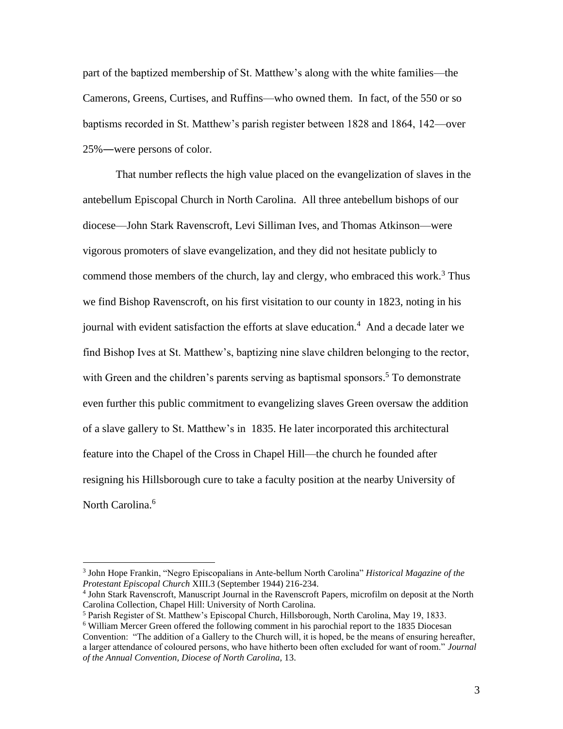part of the baptized membership of St. Matthew's along with the white families—the Camerons, Greens, Curtises, and Ruffins—who owned them. In fact, of the 550 or so baptisms recorded in St. Matthew's parish register between 1828 and 1864, 142—over 25%—were persons of color.

That number reflects the high value placed on the evangelization of slaves in the antebellum Episcopal Church in North Carolina. All three antebellum bishops of our diocese—John Stark Ravenscroft, Levi Silliman Ives, and Thomas Atkinson—were vigorous promoters of slave evangelization, and they did not hesitate publicly to commend those members of the church, lay and clergy, who embraced this work.[3] Thus we find Bishop Ravenscroft, on his first visitation to our county in 1823, noting in his journal with evident satisfaction the efforts at slave education.[4] And a decade later we find Bishop Ives at St. Matthew's, baptizing nine slave children belonging to the rector, with Green and the children's parents serving as baptismal sponsors.[5] To demonstrate even further this public commitment to evangelizing slaves Green oversaw the addition of a slave gallery to St. Matthew's in 1835. He later incorporated this architectural feature into the Chapel of the Cross in Chapel Hill—the church he founded after resigning his Hillsborough cure to take a faculty position at the nearby University of North Carolina.[6]

---

[3] John Hope Frankin, "Negro Episcopalians in Ante-bellum North Carolina" *Historical Magazine of the Protestant Episcopal Church* XIII.3 (September 1944) 216-234.

[4] John Stark Ravenscroft, Manuscript Journal in the Ravenscroft Papers, microfilm on deposit at the North Carolina Collection, Chapel Hill: University of North Carolina.

[5] Parish Register of St. Matthew's Episcopal Church, Hillsborough, North Carolina, May 19, 1833.

[6] William Mercer Green offered the following comment in his parochial report to the 1835 Diocesan Convention: "The addition of a Gallery to the Church will, it is hoped, be the means of ensuring hereafter, a larger attendance of coloured persons, who have hitherto been often excluded for want of room." *Journal of the Annual Convention, Diocese of North Carolina,* 13.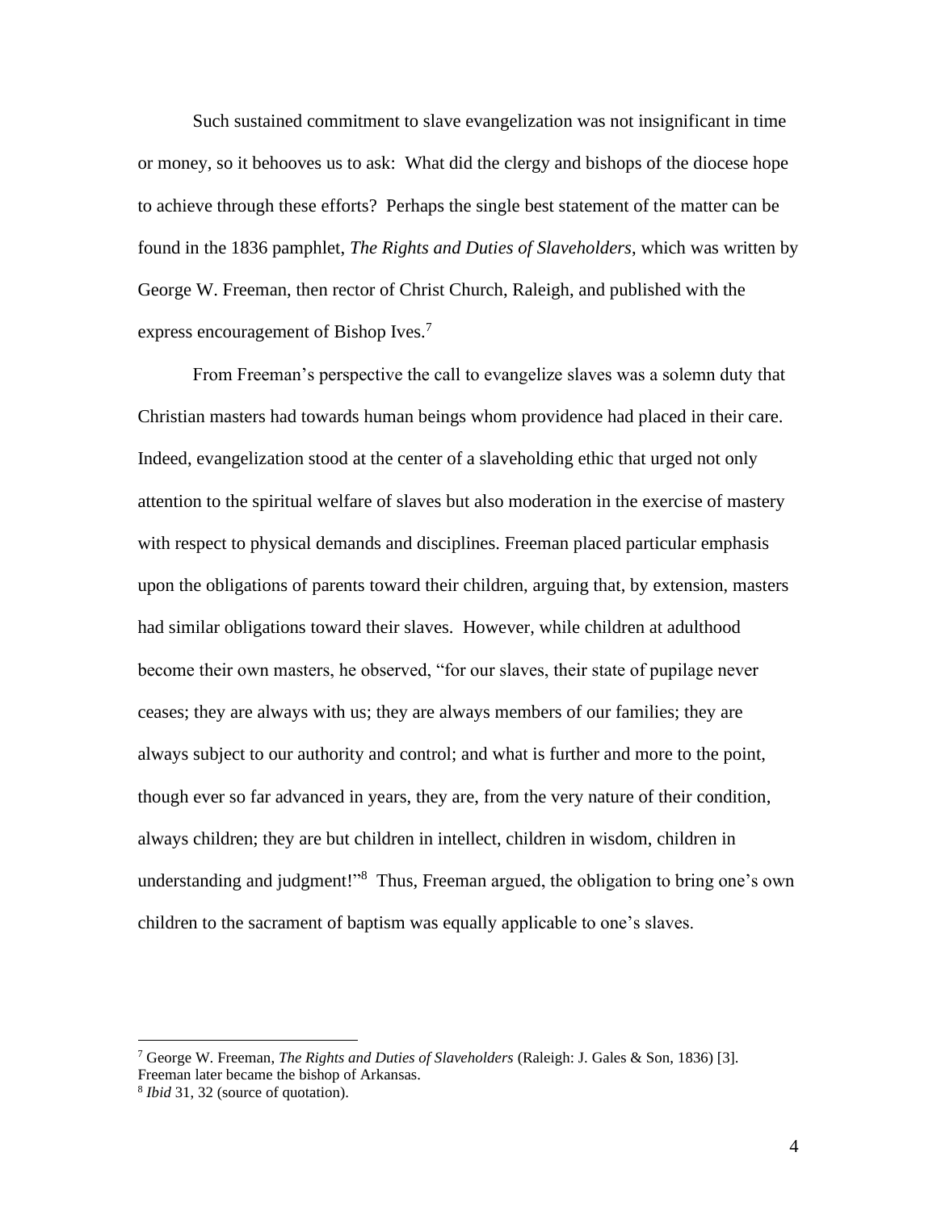Such sustained commitment to slave evangelization was not insignificant in time or money, so it behooves us to ask: What did the clergy and bishops of the diocese hope to achieve through these efforts? Perhaps the single best statement of the matter can be found in the 1836 pamphlet, *The Rights and Duties of Slaveholders*, which was written by George W. Freeman, then rector of Christ Church, Raleigh, and published with the express encouragement of Bishop Ives.[7]

From Freeman's perspective the call to evangelize slaves was a solemn duty that Christian masters had towards human beings whom providence had placed in their care. Indeed, evangelization stood at the center of a slaveholding ethic that urged not only attention to the spiritual welfare of slaves but also moderation in the exercise of mastery with respect to physical demands and disciplines. Freeman placed particular emphasis upon the obligations of parents toward their children, arguing that, by extension, masters had similar obligations toward their slaves. However, while children at adulthood become their own masters, he observed, "for our slaves, their state of pupilage never ceases; they are always with us; they are always members of our families; they are always subject to our authority and control; and what is further and more to the point, though ever so far advanced in years, they are, from the very nature of their condition, always children; they are but children in intellect, children in wisdom, children in understanding and judgment!"[8] Thus, Freeman argued, the obligation to bring one's own children to the sacrament of baptism was equally applicable to one's slaves.

---

[7] George W. Freeman, *The Rights and Duties of Slaveholders* (Raleigh: J. Gales & Son, 1836) [3]. Freeman later became the bishop of Arkansas.

[8] *Ibid* 31, 32 (source of quotation).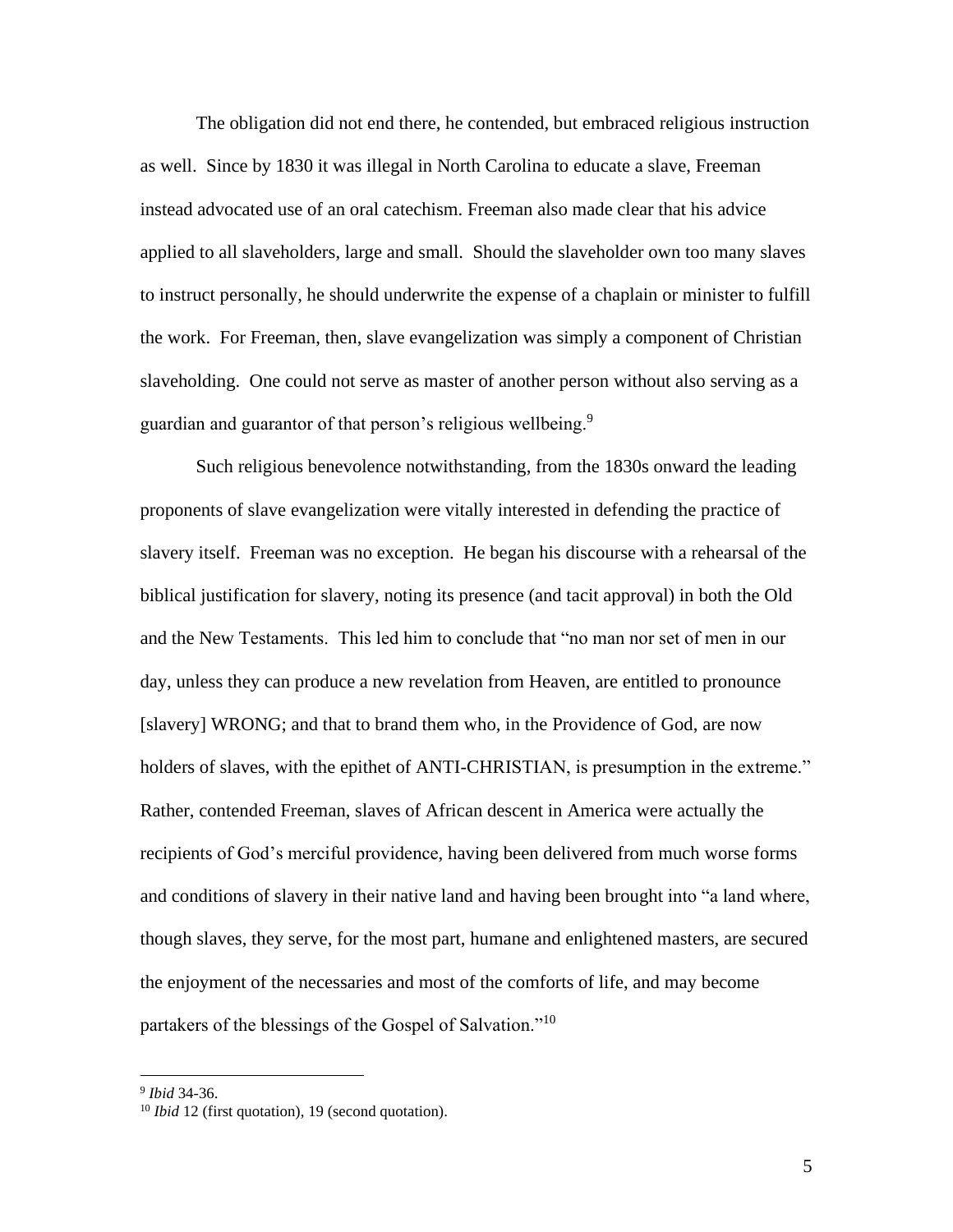The obligation did not end there, he contended, but embraced religious instruction as well. Since by 1830 it was illegal in North Carolina to educate a slave, Freeman instead advocated use of an oral catechism. Freeman also made clear that his advice applied to all slaveholders, large and small. Should the slaveholder own too many slaves to instruct personally, he should underwrite the expense of a chaplain or minister to fulfill the work. For Freeman, then, slave evangelization was simply a component of Christian slaveholding. One could not serve as master of another person without also serving as a guardian and guarantor of that person's religious wellbeing.[9]

Such religious benevolence notwithstanding, from the 1830s onward the leading proponents of slave evangelization were vitally interested in defending the practice of slavery itself. Freeman was no exception. He began his discourse with a rehearsal of the biblical justification for slavery, noting its presence (and tacit approval) in both the Old and the New Testaments. This led him to conclude that "no man nor set of men in our day, unless they can produce a new revelation from Heaven, are entitled to pronounce [slavery] WRONG; and that to brand them who, in the Providence of God, are now holders of slaves, with the epithet of ANTI-CHRISTIAN, is presumption in the extreme." Rather, contended Freeman, slaves of African descent in America were actually the recipients of God's merciful providence, having been delivered from much worse forms and conditions of slavery in their native land and having been brought into "a land where, though slaves, they serve, for the most part, humane and enlightened masters, are secured the enjoyment of the necessaries and most of the comforts of life, and may become partakers of the blessings of the Gospel of Salvation."[10]

---

[9] *Ibid* 34-36.

[10] *Ibid* 12 (first quotation), 19 (second quotation).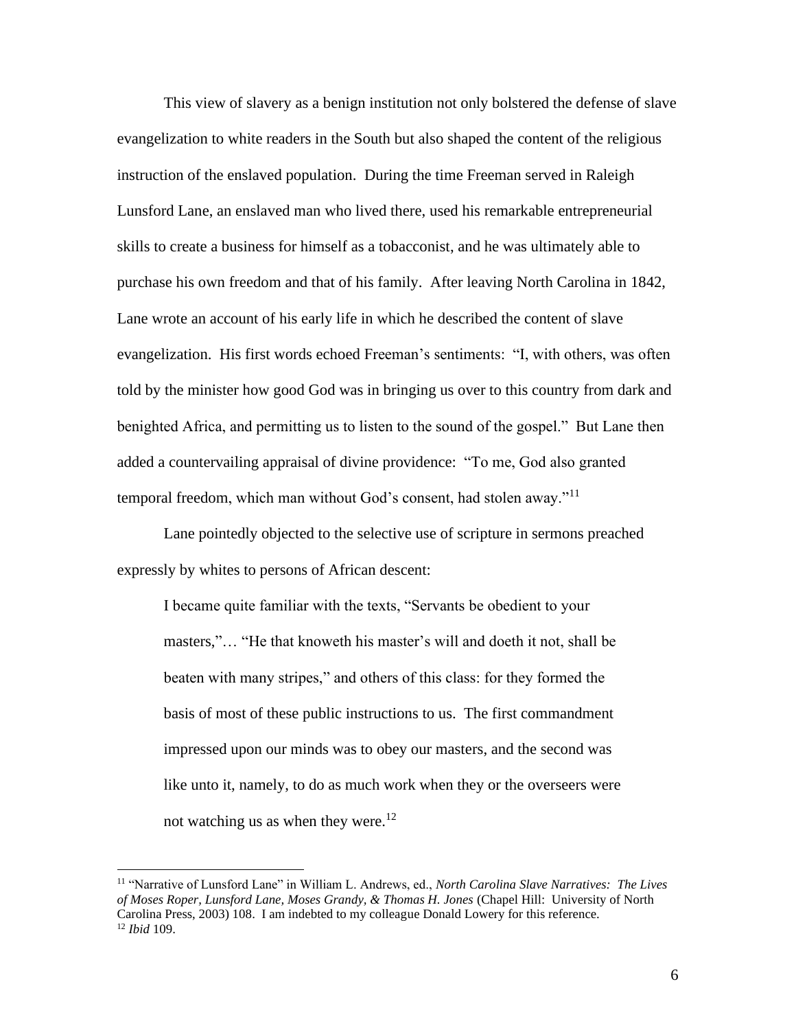This view of slavery as a benign institution not only bolstered the defense of slave evangelization to white readers in the South but also shaped the content of the religious instruction of the enslaved population. During the time Freeman served in Raleigh Lunsford Lane, an enslaved man who lived there, used his remarkable entrepreneurial skills to create a business for himself as a tobacconist, and he was ultimately able to purchase his own freedom and that of his family. After leaving North Carolina in 1842, Lane wrote an account of his early life in which he described the content of slave evangelization. His first words echoed Freeman's sentiments: "I, with others, was often told by the minister how good God was in bringing us over to this country from dark and benighted Africa, and permitting us to listen to the sound of the gospel." But Lane then added a countervailing appraisal of divine providence: "To me, God also granted temporal freedom, which man without God's consent, had stolen away."[11]

Lane pointedly objected to the selective use of scripture in sermons preached expressly by whites to persons of African descent:

> I became quite familiar with the texts, "Servants be obedient to your masters,"… "He that knoweth his master's will and doeth it not, shall be beaten with many stripes," and others of this class: for they formed the basis of most of these public instructions to us. The first commandment impressed upon our minds was to obey our masters, and the second was like unto it, namely, to do as much work when they or the overseers were not watching us as when they were.[12]

---

[11] "Narrative of Lunsford Lane" in William L. Andrews, ed., *North Carolina Slave Narratives: The Lives of Moses Roper, Lunsford Lane, Moses Grandy, & Thomas H. Jones* (Chapel Hill: University of North Carolina Press, 2003) 108. I am indebted to my colleague Donald Lowery for this reference.

[12] *Ibid* 109.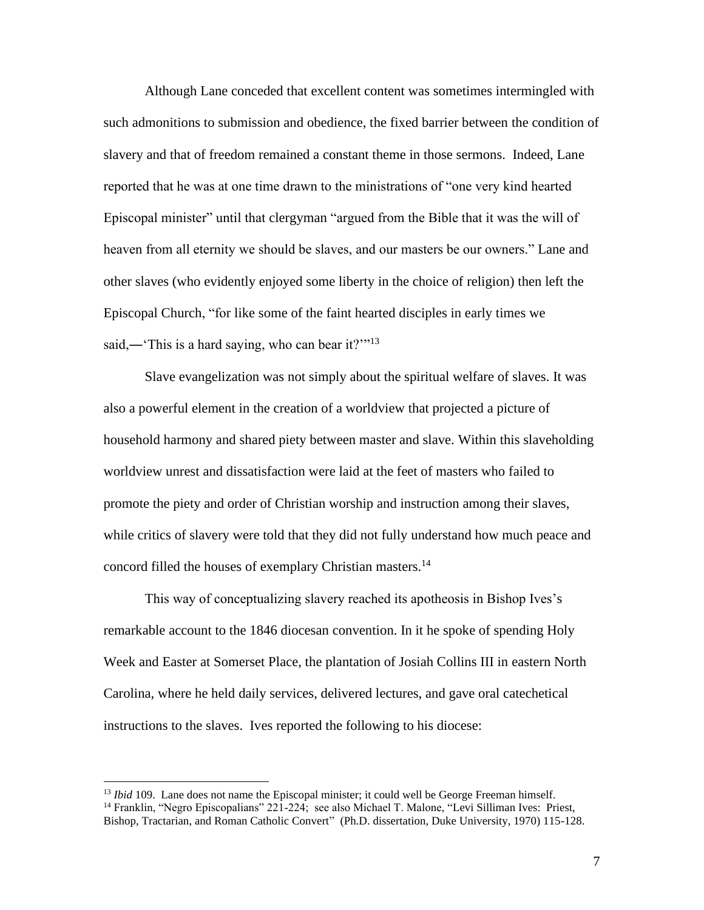Although Lane conceded that excellent content was sometimes intermingled with such admonitions to submission and obedience, the fixed barrier between the condition of slavery and that of freedom remained a constant theme in those sermons. Indeed, Lane reported that he was at one time drawn to the ministrations of "one very kind hearted Episcopal minister" until that clergyman "argued from the Bible that it was the will of heaven from all eternity we should be slaves, and our masters be our owners." Lane and other slaves (who evidently enjoyed some liberty in the choice of religion) then left the Episcopal Church, "for like some of the faint hearted disciples in early times we said,—'This is a hard saying, who can bear it?'"[13]

Slave evangelization was not simply about the spiritual welfare of slaves. It was also a powerful element in the creation of a worldview that projected a picture of household harmony and shared piety between master and slave. Within this slaveholding worldview unrest and dissatisfaction were laid at the feet of masters who failed to promote the piety and order of Christian worship and instruction among their slaves, while critics of slavery were told that they did not fully understand how much peace and concord filled the houses of exemplary Christian masters.[14]

This way of conceptualizing slavery reached its apotheosis in Bishop Ives's remarkable account to the 1846 diocesan convention. In it he spoke of spending Holy Week and Easter at Somerset Place, the plantation of Josiah Collins III in eastern North Carolina, where he held daily services, delivered lectures, and gave oral catechetical instructions to the slaves. Ives reported the following to his diocese:

---

[13] *Ibid* 109. Lane does not name the Episcopal minister; it could well be George Freeman himself.

[14] Franklin, "Negro Episcopalians" 221-224; see also Michael T. Malone, "Levi Silliman Ives: Priest, Bishop, Tractarian, and Roman Catholic Convert" (Ph.D. dissertation, Duke University, 1970) 115-128.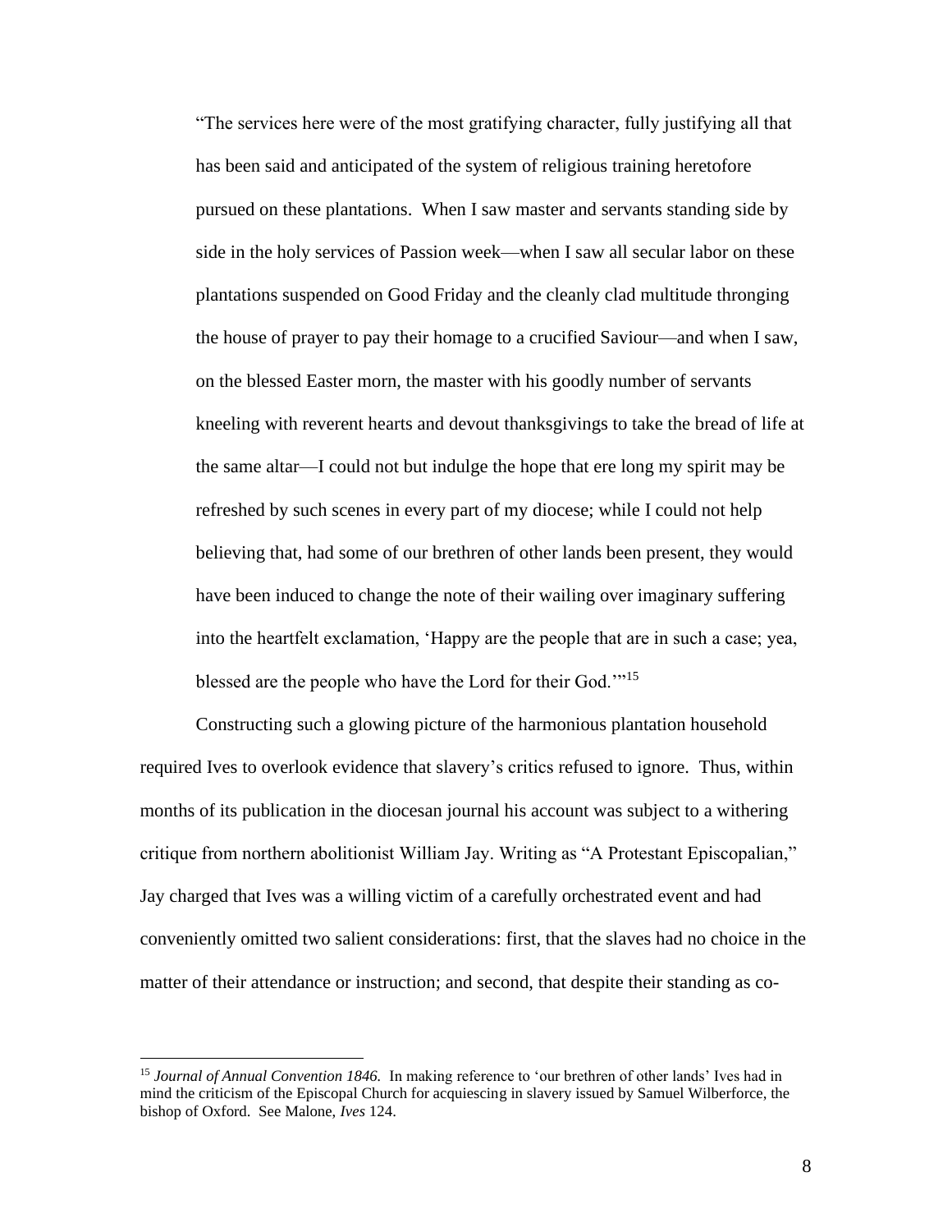> "The services here were of the most gratifying character, fully justifying all that has been said and anticipated of the system of religious training heretofore pursued on these plantations. When I saw master and servants standing side by side in the holy services of Passion week—when I saw all secular labor on these plantations suspended on Good Friday and the cleanly clad multitude thronging the house of prayer to pay their homage to a crucified Saviour—and when I saw, on the blessed Easter morn, the master with his goodly number of servants kneeling with reverent hearts and devout thanksgivings to take the bread of life at the same altar—I could not but indulge the hope that ere long my spirit may be refreshed by such scenes in every part of my diocese; while I could not help believing that, had some of our brethren of other lands been present, they would have been induced to change the note of their wailing over imaginary suffering into the heartfelt exclamation, 'Happy are the people that are in such a case; yea, blessed are the people who have the Lord for their God.'"[15]

Constructing such a glowing picture of the harmonious plantation household required Ives to overlook evidence that slavery's critics refused to ignore. Thus, within months of its publication in the diocesan journal his account was subject to a withering critique from northern abolitionist William Jay. Writing as "A Protestant Episcopalian," Jay charged that Ives was a willing victim of a carefully orchestrated event and had conveniently omitted two salient considerations: first, that the slaves had no choice in the matter of their attendance or instruction; and second, that despite their standing as co-

---

[15] *Journal of Annual Convention 1846.* In making reference to 'our brethren of other lands' Ives had in mind the criticism of the Episcopal Church for acquiescing in slavery issued by Samuel Wilberforce, the bishop of Oxford. See Malone, *Ives* 124.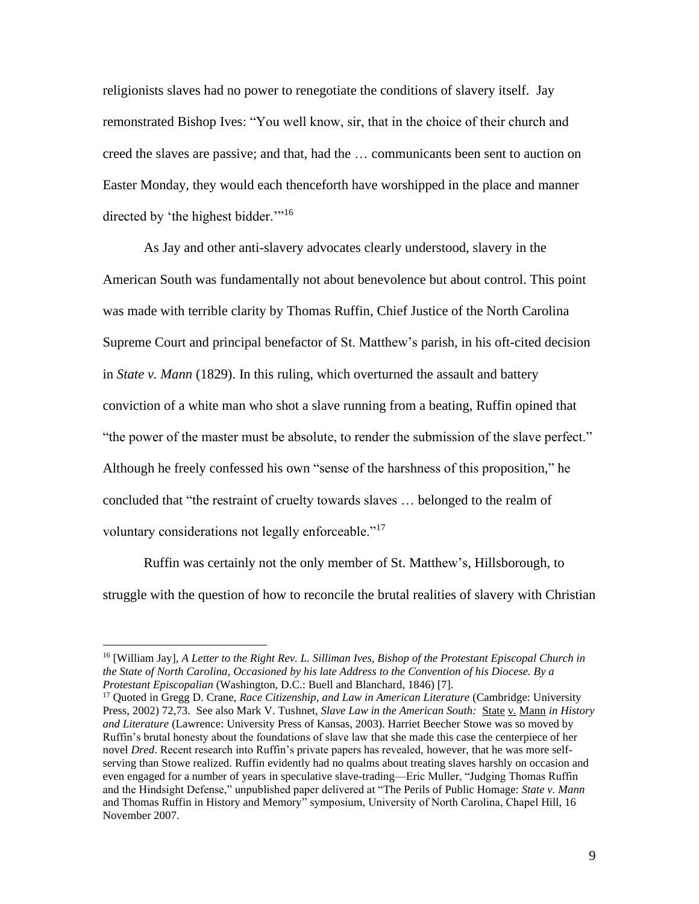religionists slaves had no power to renegotiate the conditions of slavery itself. Jay remonstrated Bishop Ives: "You well know, sir, that in the choice of their church and creed the slaves are passive; and that, had the … communicants been sent to auction on Easter Monday, they would each thenceforth have worshipped in the place and manner directed by 'the highest bidder.'"[16]

As Jay and other anti-slavery advocates clearly understood, slavery in the American South was fundamentally not about benevolence but about control. This point was made with terrible clarity by Thomas Ruffin, Chief Justice of the North Carolina Supreme Court and principal benefactor of St. Matthew's parish, in his oft-cited decision in *State v. Mann* (1829). In this ruling, which overturned the assault and battery conviction of a white man who shot a slave running from a beating, Ruffin opined that "the power of the master must be absolute, to render the submission of the slave perfect." Although he freely confessed his own "sense of the harshness of this proposition," he concluded that "the restraint of cruelty towards slaves … belonged to the realm of voluntary considerations not legally enforceable."[17]

Ruffin was certainly not the only member of St. Matthew's, Hillsborough, to struggle with the question of how to reconcile the brutal realities of slavery with Christian

---

[16] [William Jay], *A Letter to the Right Rev. L. Silliman Ives, Bishop of the Protestant Episcopal Church in the State of North Carolina, Occasioned by his late Address to the Convention of his Diocese. By a Protestant Episcopalian* (Washington, D.C.: Buell and Blanchard, 1846) [7].

[17] Quoted in Gregg D. Crane, *Race Citizenship, and Law in American Literature* (Cambridge: University Press, 2002) 72,73. See also Mark V. Tushnet, *Slave Law in the American South:* State v. Mann *in History and Literature* (Lawrence: University Press of Kansas, 2003). Harriet Beecher Stowe was so moved by Ruffin's brutal honesty about the foundations of slave law that she made this case the centerpiece of her novel *Dred*. Recent research into Ruffin's private papers has revealed, however, that he was more self-serving than Stowe realized. Ruffin evidently had no qualms about treating slaves harshly on occasion and even engaged for a number of years in speculative slave-trading—Eric Muller, "Judging Thomas Ruffin and the Hindsight Defense," unpublished paper delivered at "The Perils of Public Homage: *State v. Mann* and Thomas Ruffin in History and Memory" symposium, University of North Carolina, Chapel Hill, 16 November 2007.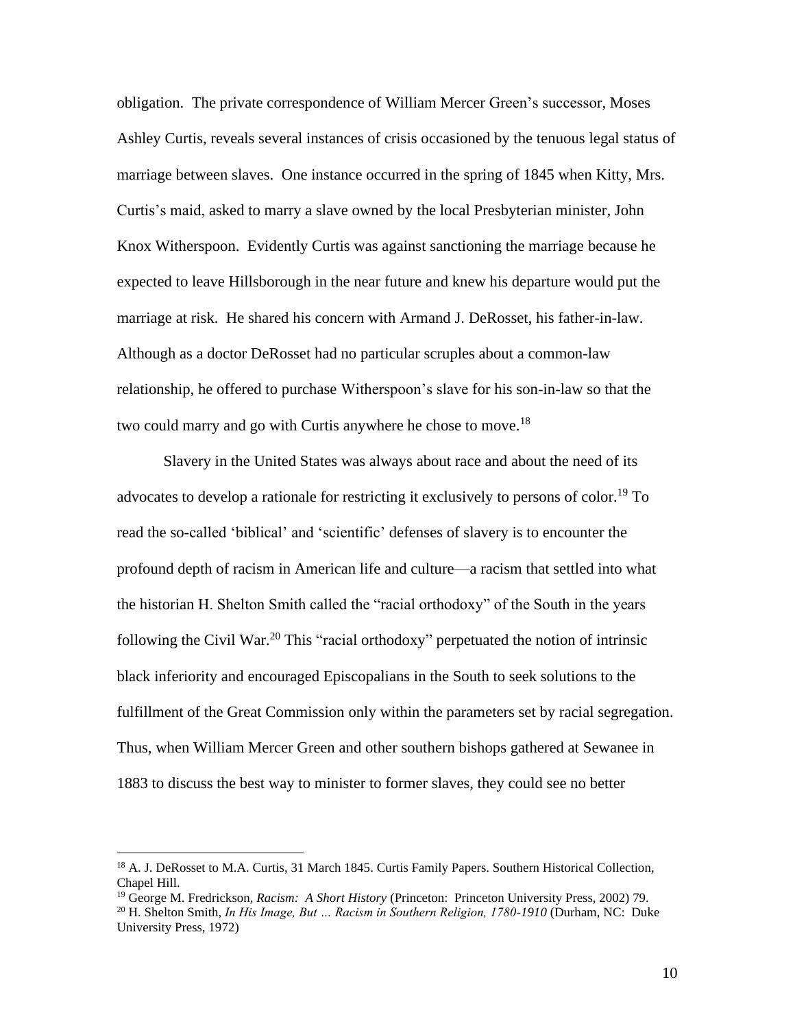obligation. The private correspondence of William Mercer Green's successor, Moses Ashley Curtis, reveals several instances of crisis occasioned by the tenuous legal status of marriage between slaves. One instance occurred in the spring of 1845 when Kitty, Mrs. Curtis's maid, asked to marry a slave owned by the local Presbyterian minister, John Knox Witherspoon. Evidently Curtis was against sanctioning the marriage because he expected to leave Hillsborough in the near future and knew his departure would put the marriage at risk. He shared his concern with Armand J. DeRosset, his father-in-law. Although as a doctor DeRosset had no particular scruples about a common-law relationship, he offered to purchase Witherspoon's slave for his son-in-law so that the two could marry and go with Curtis anywhere he chose to move.[18]

Slavery in the United States was always about race and about the need of its advocates to develop a rationale for restricting it exclusively to persons of color.[19] To read the so-called 'biblical' and 'scientific' defenses of slavery is to encounter the profound depth of racism in American life and culture—a racism that settled into what the historian H. Shelton Smith called the "racial orthodoxy" of the South in the years following the Civil War.[20] This "racial orthodoxy" perpetuated the notion of intrinsic black inferiority and encouraged Episcopalians in the South to seek solutions to the fulfillment of the Great Commission only within the parameters set by racial segregation. Thus, when William Mercer Green and other southern bishops gathered at Sewanee in 1883 to discuss the best way to minister to former slaves, they could see no better

---

[18] A. J. DeRosset to M.A. Curtis, 31 March 1845. Curtis Family Papers. Southern Historical Collection, Chapel Hill.

[19] George M. Fredrickson, *Racism: A Short History* (Princeton: Princeton University Press, 2002) 79.

[20] H. Shelton Smith, *In His Image, But ... Racism in Southern Religion, 1780-1910* (Durham, NC: Duke University Press, 1972)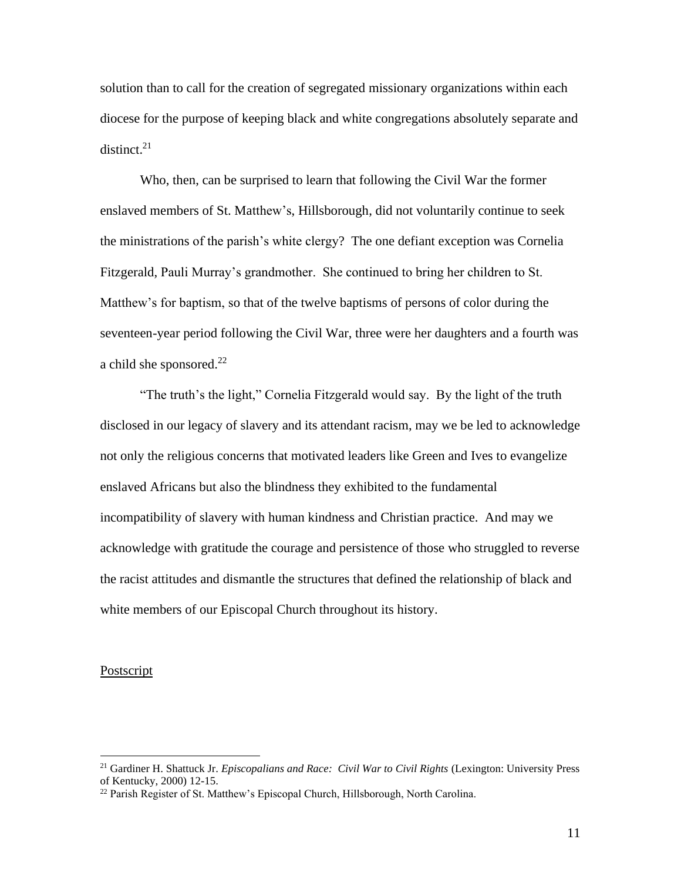solution than to call for the creation of segregated missionary organizations within each diocese for the purpose of keeping black and white congregations absolutely separate and distinct.[21]

Who, then, can be surprised to learn that following the Civil War the former enslaved members of St. Matthew's, Hillsborough, did not voluntarily continue to seek the ministrations of the parish's white clergy? The one defiant exception was Cornelia Fitzgerald, Pauli Murray's grandmother. She continued to bring her children to St. Matthew's for baptism, so that of the twelve baptisms of persons of color during the seventeen-year period following the Civil War, three were her daughters and a fourth was a child she sponsored.[22]

"The truth's the light," Cornelia Fitzgerald would say. By the light of the truth disclosed in our legacy of slavery and its attendant racism, may we be led to acknowledge not only the religious concerns that motivated leaders like Green and Ives to evangelize enslaved Africans but also the blindness they exhibited to the fundamental incompatibility of slavery with human kindness and Christian practice. And may we acknowledge with gratitude the courage and persistence of those who struggled to reverse the racist attitudes and dismantle the structures that defined the relationship of black and white members of our Episcopal Church throughout its history.

<u>Postscript</u>

---

[21] Gardiner H. Shattuck Jr. *Episcopalians and Race: Civil War to Civil Rights* (Lexington: University Press of Kentucky, 2000) 12-15.

[22] Parish Register of St. Matthew's Episcopal Church, Hillsborough, North Carolina.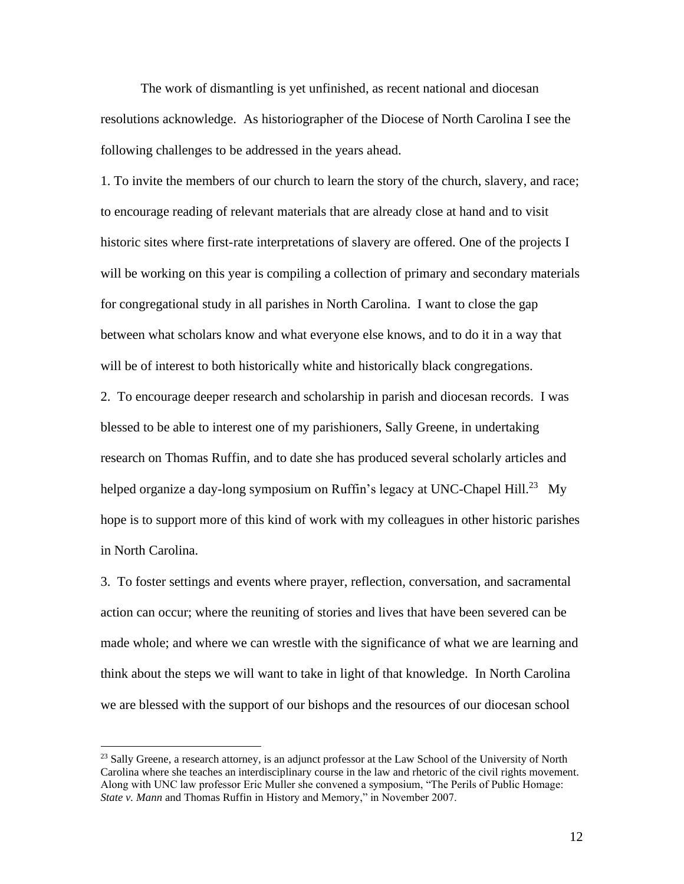The work of dismantling is yet unfinished, as recent national and diocesan resolutions acknowledge. As historiographer of the Diocese of North Carolina I see the following challenges to be addressed in the years ahead.

1. To invite the members of our church to learn the story of the church, slavery, and race; to encourage reading of relevant materials that are already close at hand and to visit historic sites where first-rate interpretations of slavery are offered. One of the projects I will be working on this year is compiling a collection of primary and secondary materials for congregational study in all parishes in North Carolina. I want to close the gap between what scholars know and what everyone else knows, and to do it in a way that will be of interest to both historically white and historically black congregations.

2. To encourage deeper research and scholarship in parish and diocesan records. I was blessed to be able to interest one of my parishioners, Sally Greene, in undertaking research on Thomas Ruffin, and to date she has produced several scholarly articles and helped organize a day-long symposium on Ruffin's legacy at UNC-Chapel Hill.[23] My hope is to support more of this kind of work with my colleagues in other historic parishes in North Carolina.

3. To foster settings and events where prayer, reflection, conversation, and sacramental action can occur; where the reuniting of stories and lives that have been severed can be made whole; and where we can wrestle with the significance of what we are learning and think about the steps we will want to take in light of that knowledge. In North Carolina we are blessed with the support of our bishops and the resources of our diocesan school

---

[23] Sally Greene, a research attorney, is an adjunct professor at the Law School of the University of North Carolina where she teaches an interdisciplinary course in the law and rhetoric of the civil rights movement. Along with UNC law professor Eric Muller she convened a symposium, "The Perils of Public Homage: *State v. Mann* and Thomas Ruffin in History and Memory," in November 2007.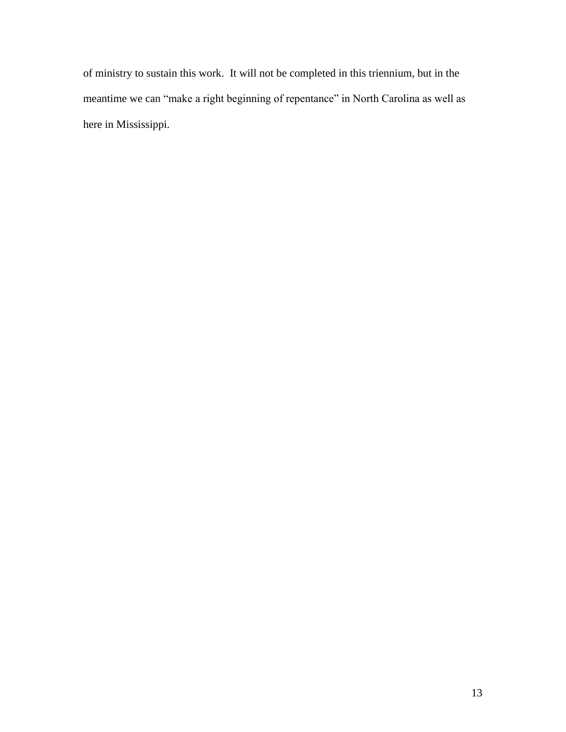of ministry to sustain this work. It will not be completed in this triennium, but in the meantime we can "make a right beginning of repentance" in North Carolina as well as here in Mississippi.